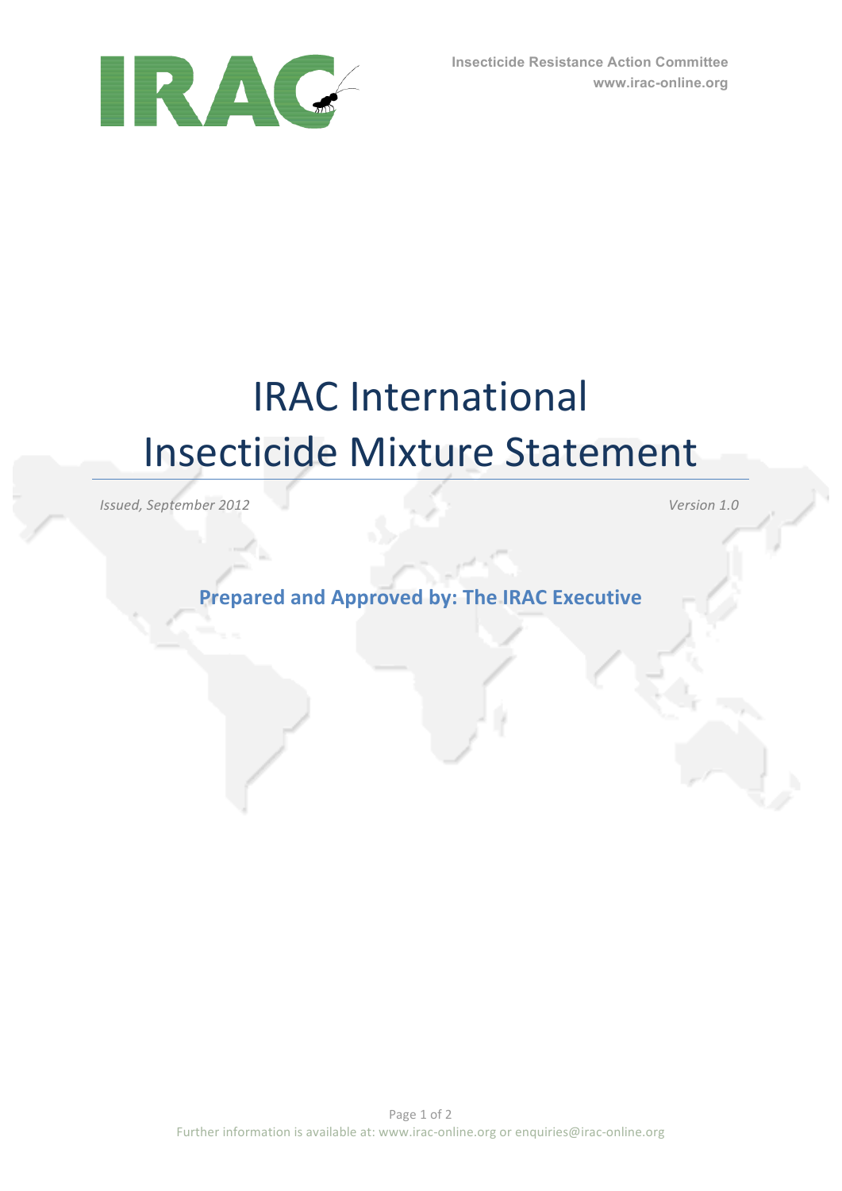Insecticide Resistance Action Committee
www.irac-online.org

# IRAC International Insecticide Mixture Statement

*Issued, September 2012* *Version 1.0*

**Prepared and Approved by: The IRAC Executive**

Further information is available at: www.irac-online.org or enquiries@irac-online.org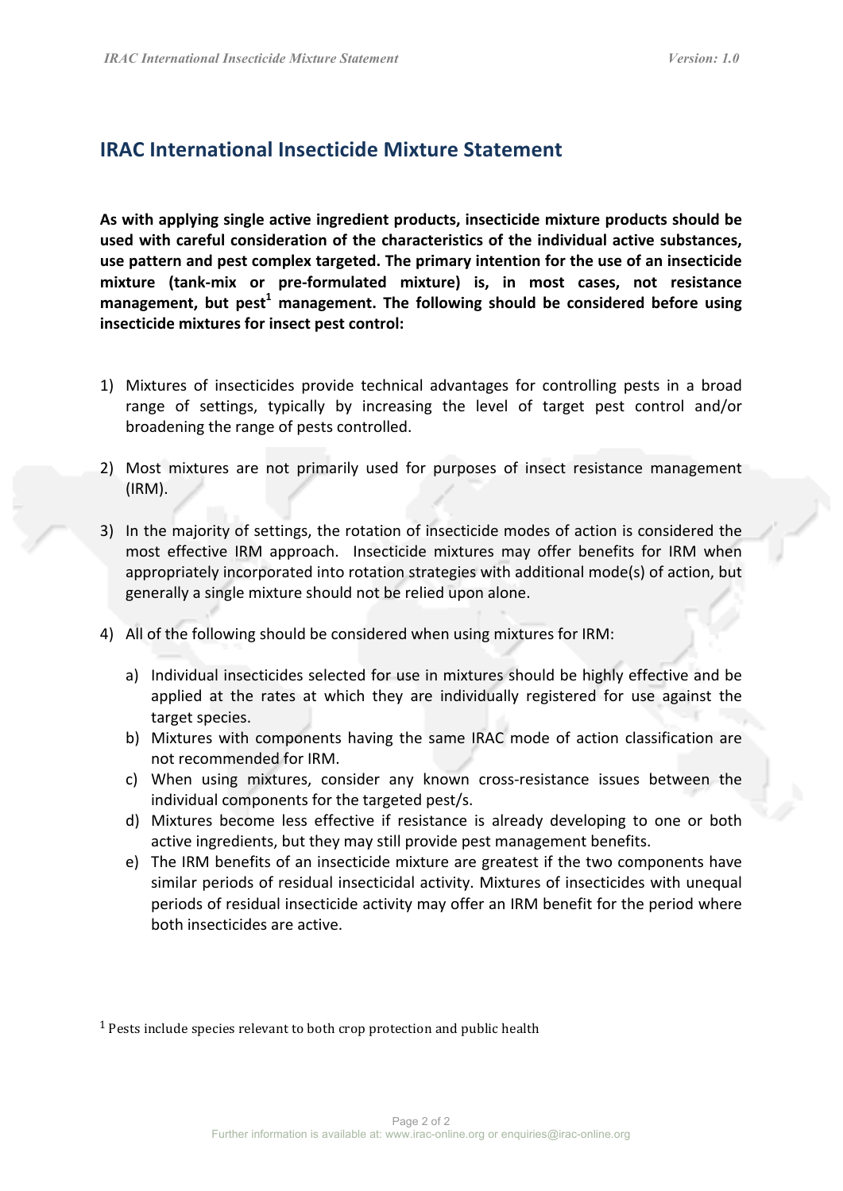# IRAC International Insecticide Mixture Statement

**As with applying single active ingredient products, insecticide mixture products should be used with careful consideration of the characteristics of the individual active substances, use pattern and pest complex targeted. The primary intention for the use of an insecticide mixture (tank-mix or pre-formulated mixture) is, in most cases, not resistance management, but pest[1] management. The following should be considered before using insecticide mixtures for insect pest control:**

1) Mixtures of insecticides provide technical advantages for controlling pests in a broad range of settings, typically by increasing the level of target pest control and/or broadening the range of pests controlled.

2) Most mixtures are not primarily used for purposes of insect resistance management (IRM).

3) In the majority of settings, the rotation of insecticide modes of action is considered the most effective IRM approach. Insecticide mixtures may offer benefits for IRM when appropriately incorporated into rotation strategies with additional mode(s) of action, but generally a single mixture should not be relied upon alone.

4) All of the following should be considered when using mixtures for IRM:

   a) Individual insecticides selected for use in mixtures should be highly effective and be applied at the rates at which they are individually registered for use against the target species.
   b) Mixtures with components having the same IRAC mode of action classification are not recommended for IRM.
   c) When using mixtures, consider any known cross-resistance issues between the individual components for the targeted pest/s.
   d) Mixtures become less effective if resistance is already developing to one or both active ingredients, but they may still provide pest management benefits.
   e) The IRM benefits of an insecticide mixture are greatest if the two components have similar periods of residual insecticidal activity. Mixtures of insecticides with unequal periods of residual insecticide activity may offer an IRM benefit for the period where both insecticides are active.

[1] Pests include species relevant to both crop protection and public health

Further information is available at: www.irac-online.org or enquiries@irac-online.org